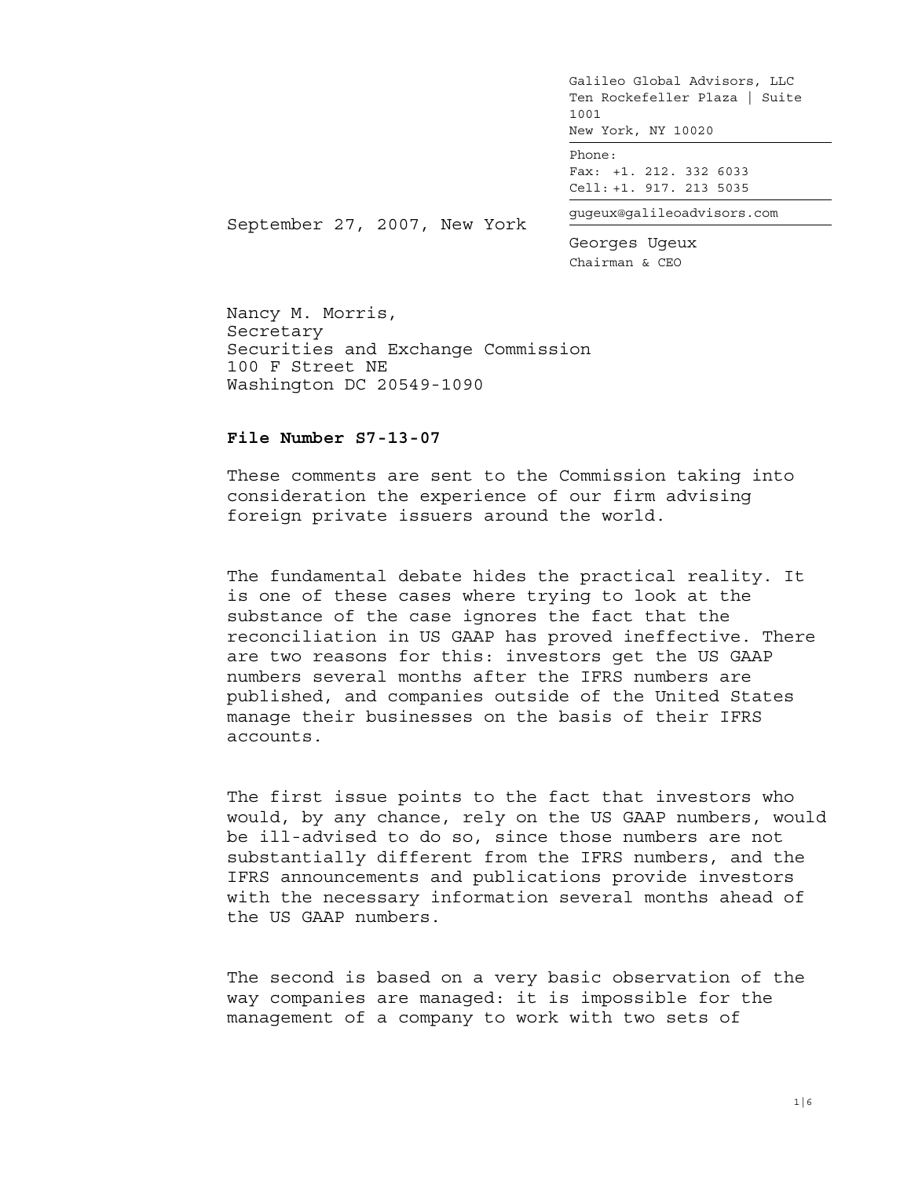Galileo Global Advisors, LLC
Ten Rockefeller Plaza | Suite 1001
New York, NY 10020

Phone:
Fax: +1. 212. 332 6033
Cell: +1. 917. 213 5035

gugeux@galileoadvisors.com

Georges Ugeux
Chairman & CEO

September 27, 2007, New York

Nancy M. Morris,
Secretary
Securities and Exchange Commission
100 F Street NE
Washington DC 20549-1090

**File Number S7-13-07**

These comments are sent to the Commission taking into consideration the experience of our firm advising foreign private issuers around the world.

The fundamental debate hides the practical reality. It is one of these cases where trying to look at the substance of the case ignores the fact that the reconciliation in US GAAP has proved ineffective. There are two reasons for this: investors get the US GAAP numbers several months after the IFRS numbers are published, and companies outside of the United States manage their businesses on the basis of their IFRS accounts.

The first issue points to the fact that investors who would, by any chance, rely on the US GAAP numbers, would be ill-advised to do so, since those numbers are not substantially different from the IFRS numbers, and the IFRS announcements and publications provide investors with the necessary information several months ahead of the US GAAP numbers.

The second is based on a very basic observation of the way companies are managed: it is impossible for the management of a company to work with two sets of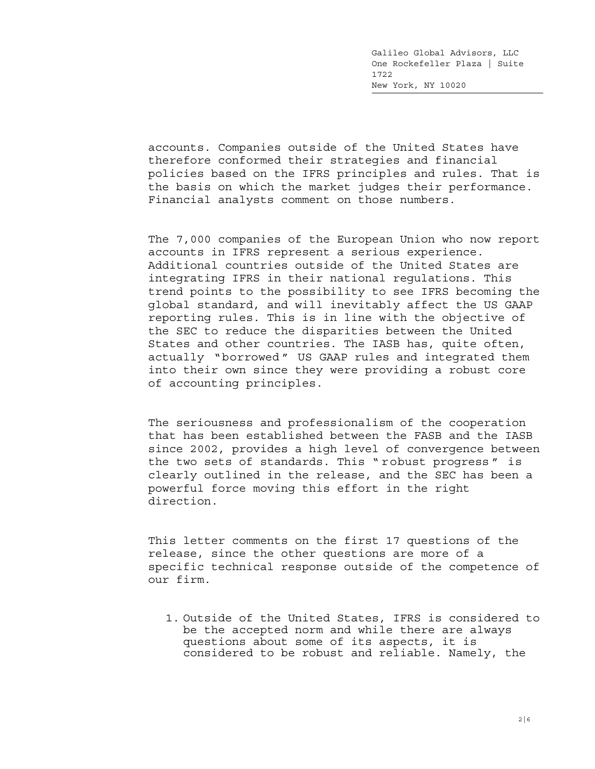accounts. Companies outside of the United States have therefore conformed their strategies and financial policies based on the IFRS principles and rules. That is the basis on which the market judges their performance. Financial analysts comment on those numbers.

The 7,000 companies of the European Union who now report accounts in IFRS represent a serious experience. Additional countries outside of the United States are integrating IFRS in their national regulations. This trend points to the possibility to see IFRS becoming the global standard, and will inevitably affect the US GAAP reporting rules. This is in line with the objective of the SEC to reduce the disparities between the United States and other countries. The IASB has, quite often, actually "borrowed" US GAAP rules and integrated them into their own since they were providing a robust core of accounting principles.

The seriousness and professionalism of the cooperation that has been established between the FASB and the IASB since 2002, provides a high level of convergence between the two sets of standards. This "robust progress" is clearly outlined in the release, and the SEC has been a powerful force moving this effort in the right direction.

This letter comments on the first 17 questions of the release, since the other questions are more of a specific technical response outside of the competence of our firm.

1. Outside of the United States, IFRS is considered to be the accepted norm and while there are always questions about some of its aspects, it is considered to be robust and reliable. Namely, the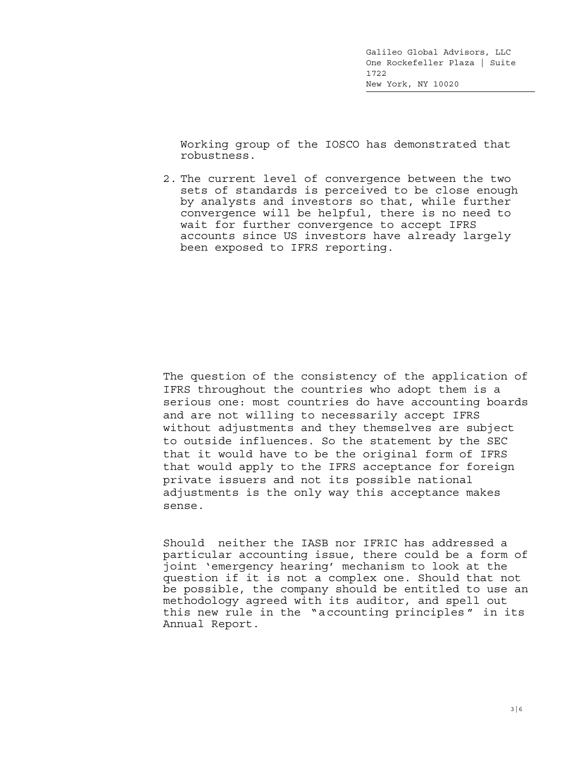Working group of the IOSCO has demonstrated that robustness.

2. The current level of convergence between the two sets of standards is perceived to be close enough by analysts and investors so that, while further convergence will be helpful, there is no need to wait for further convergence to accept IFRS accounts since US investors have already largely been exposed to IFRS reporting.

The question of the consistency of the application of IFRS throughout the countries who adopt them is a serious one: most countries do have accounting boards and are not willing to necessarily accept IFRS without adjustments and they themselves are subject to outside influences. So the statement by the SEC that it would have to be the original form of IFRS that would apply to the IFRS acceptance for foreign private issuers and not its possible national adjustments is the only way this acceptance makes sense.

Should neither the IASB nor IFRIC has addressed a particular accounting issue, there could be a form of joint 'emergency hearing' mechanism to look at the question if it is not a complex one. Should that not be possible, the company should be entitled to use an methodology agreed with its auditor, and spell out this new rule in the "accounting principles" in its Annual Report.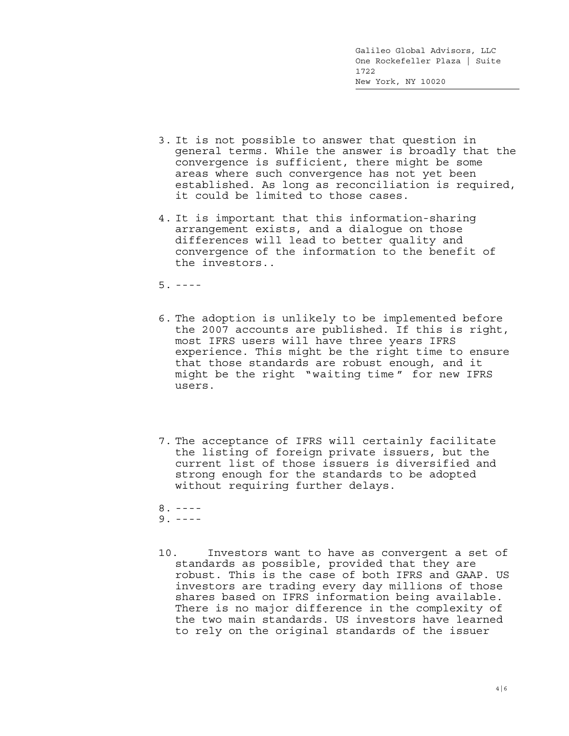3. It is not possible to answer that question in general terms. While the answer is broadly that the convergence is sufficient, there might be some areas where such convergence has not yet been established. As long as reconciliation is required, it could be limited to those cases.

4. It is important that this information-sharing arrangement exists, and a dialogue on those differences will lead to better quality and convergence of the information to the benefit of the investors..

5. ----

6. The adoption is unlikely to be implemented before the 2007 accounts are published. If this is right, most IFRS users will have three years IFRS experience. This might be the right time to ensure that those standards are robust enough, and it might be the right "waiting time" for new IFRS users.

7. The acceptance of IFRS will certainly facilitate the listing of foreign private issuers, but the current list of those issuers is diversified and strong enough for the standards to be adopted without requiring further delays.

8. ----
9. ----

10. Investors want to have as convergent a set of standards as possible, provided that they are robust. This is the case of both IFRS and GAAP. US investors are trading every day millions of those shares based on IFRS information being available. There is no major difference in the complexity of the two main standards. US investors have learned to rely on the original standards of the issuer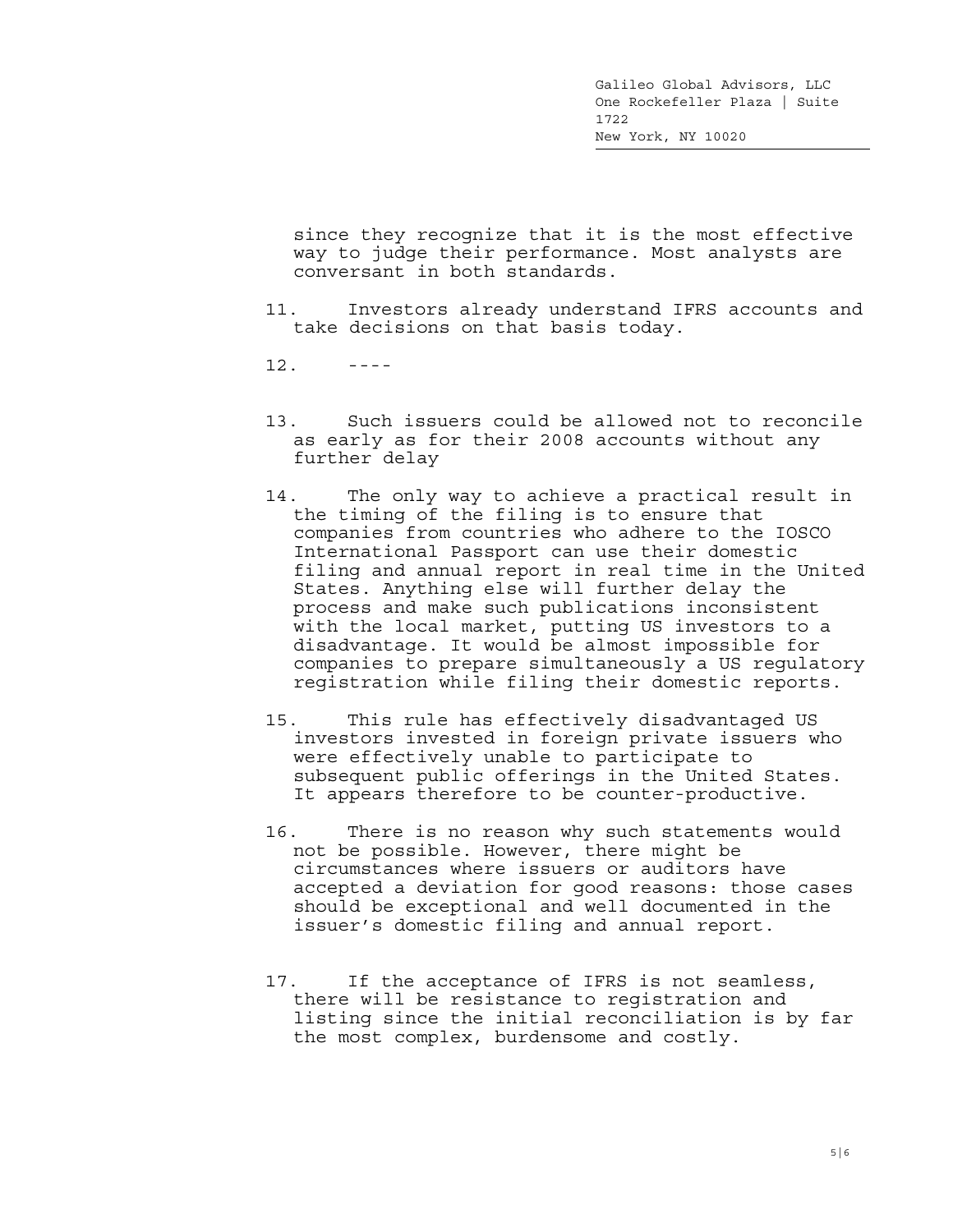since they recognize that it is the most effective way to judge their performance. Most analysts are conversant in both standards.

11. Investors already understand IFRS accounts and take decisions on that basis today.

12. ----

13. Such issuers could be allowed not to reconcile as early as for their 2008 accounts without any further delay

14. The only way to achieve a practical result in the timing of the filing is to ensure that companies from countries who adhere to the IOSCO International Passport can use their domestic filing and annual report in real time in the United States. Anything else will further delay the process and make such publications inconsistent with the local market, putting US investors to a disadvantage. It would be almost impossible for companies to prepare simultaneously a US regulatory registration while filing their domestic reports.

15. This rule has effectively disadvantaged US investors invested in foreign private issuers who were effectively unable to participate to subsequent public offerings in the United States. It appears therefore to be counter-productive.

16. There is no reason why such statements would not be possible. However, there might be circumstances where issuers or auditors have accepted a deviation for good reasons: those cases should be exceptional and well documented in the issuer's domestic filing and annual report.

17. If the acceptance of IFRS is not seamless, there will be resistance to registration and listing since the initial reconciliation is by far the most complex, burdensome and costly.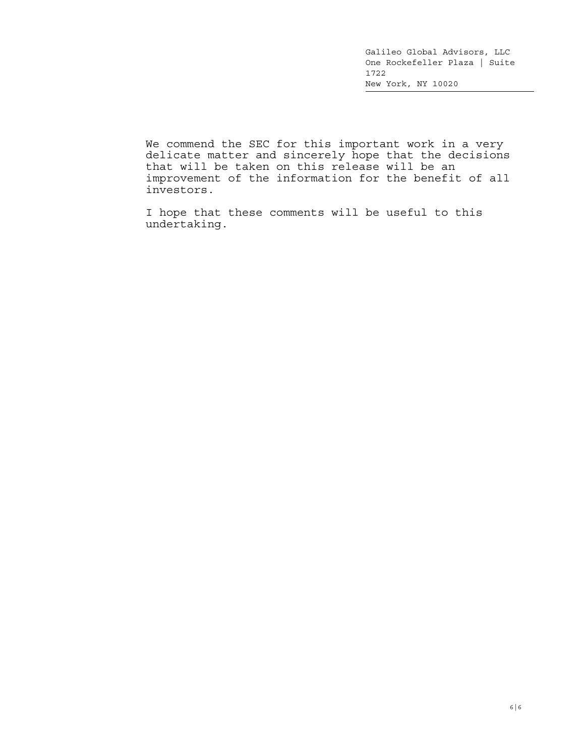We commend the SEC for this important work in a very delicate matter and sincerely hope that the decisions that will be taken on this release will be an improvement of the information for the benefit of all investors.

I hope that these comments will be useful to this undertaking.